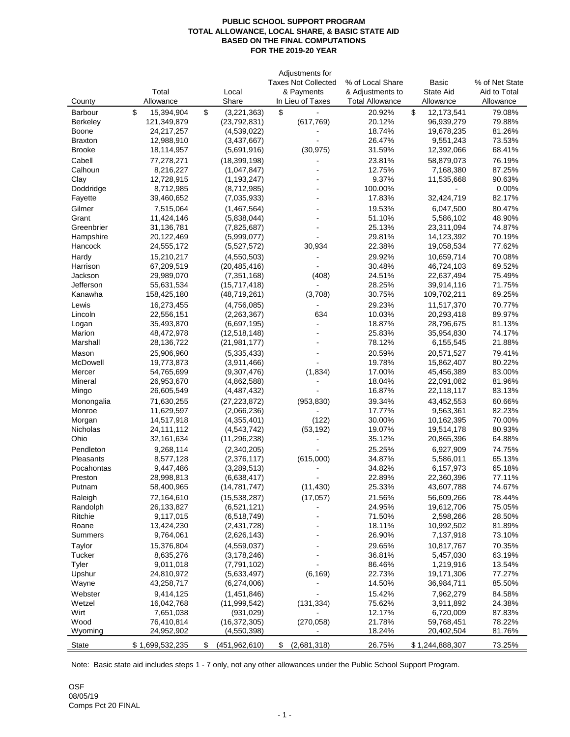**PUBLIC SCHOOL SUPPORT PROGRAM**
**TOTAL ALLOWANCE, LOCAL SHARE, & BASIC STATE AID**
**BASED ON THE FINAL COMPUTATIONS**
**FOR THE 2019-20 YEAR**

| County | Total Allowance | Local Share | Adjustments for Taxes Not Collected & Payments In Lieu of Taxes | % of Local Share & Adjustments to Total Allowance | Basic State Aid Allowance | % of Net State Aid to Total Allowance |
|---|---|---|---|---|---|---|
| Barbour | $ 15,394,904 | $ (3,221,363) | $ - | 20.92% | $ 12,173,541 | 79.08% |
| Berkeley | 121,349,879 | (23,792,831) | (617,769) | 20.12% | 96,939,279 | 79.88% |
| Boone | 24,217,257 | (4,539,022) | - | 18.74% | 19,678,235 | 81.26% |
| Braxton | 12,988,910 | (3,437,667) | - | 26.47% | 9,551,243 | 73.53% |
| Brooke | 18,114,957 | (5,691,916) | (30,975) | 31.59% | 12,392,066 | 68.41% |
| Cabell | 77,278,271 | (18,399,198) | - | 23.81% | 58,879,073 | 76.19% |
| Calhoun | 8,216,227 | (1,047,847) | - | 12.75% | 7,168,380 | 87.25% |
| Clay | 12,728,915 | (1,193,247) | - | 9.37% | 11,535,668 | 90.63% |
| Doddridge | 8,712,985 | (8,712,985) | - | 100.00% | - | 0.00% |
| Fayette | 39,460,652 | (7,035,933) | - | 17.83% | 32,424,719 | 82.17% |
| Gilmer | 7,515,064 | (1,467,564) | - | 19.53% | 6,047,500 | 80.47% |
| Grant | 11,424,146 | (5,838,044) | - | 51.10% | 5,586,102 | 48.90% |
| Greenbrier | 31,136,781 | (7,825,687) | - | 25.13% | 23,311,094 | 74.87% |
| Hampshire | 20,122,469 | (5,999,077) | - | 29.81% | 14,123,392 | 70.19% |
| Hancock | 24,555,172 | (5,527,572) | 30,934 | 22.38% | 19,058,534 | 77.62% |
| Hardy | 15,210,217 | (4,550,503) | - | 29.92% | 10,659,714 | 70.08% |
| Harrison | 67,209,519 | (20,485,416) | - | 30.48% | 46,724,103 | 69.52% |
| Jackson | 29,989,070 | (7,351,168) | (408) | 24.51% | 22,637,494 | 75.49% |
| Jefferson | 55,631,534 | (15,717,418) | - | 28.25% | 39,914,116 | 71.75% |
| Kanawha | 158,425,180 | (48,719,261) | (3,708) | 30.75% | 109,702,211 | 69.25% |
| Lewis | 16,273,455 | (4,756,085) | - | 29.23% | 11,517,370 | 70.77% |
| Lincoln | 22,556,151 | (2,263,367) | 634 | 10.03% | 20,293,418 | 89.97% |
| Logan | 35,493,870 | (6,697,195) | - | 18.87% | 28,796,675 | 81.13% |
| Marion | 48,472,978 | (12,518,148) | - | 25.83% | 35,954,830 | 74.17% |
| Marshall | 28,136,722 | (21,981,177) | - | 78.12% | 6,155,545 | 21.88% |
| Mason | 25,906,960 | (5,335,433) | - | 20.59% | 20,571,527 | 79.41% |
| McDowell | 19,773,873 | (3,911,466) | - | 19.78% | 15,862,407 | 80.22% |
| Mercer | 54,765,699 | (9,307,476) | (1,834) | 17.00% | 45,456,389 | 83.00% |
| Mineral | 26,953,670 | (4,862,588) | - | 18.04% | 22,091,082 | 81.96% |
| Mingo | 26,605,549 | (4,487,432) | - | 16.87% | 22,118,117 | 83.13% |
| Monongalia | 71,630,255 | (27,223,872) | (953,830) | 39.34% | 43,452,553 | 60.66% |
| Monroe | 11,629,597 | (2,066,236) | - | 17.77% | 9,563,361 | 82.23% |
| Morgan | 14,517,918 | (4,355,401) | (122) | 30.00% | 10,162,395 | 70.00% |
| Nicholas | 24,111,112 | (4,543,742) | (53,192) | 19.07% | 19,514,178 | 80.93% |
| Ohio | 32,161,634 | (11,296,238) | - | 35.12% | 20,865,396 | 64.88% |
| Pendleton | 9,268,114 | (2,340,205) | - | 25.25% | 6,927,909 | 74.75% |
| Pleasants | 8,577,128 | (2,376,117) | (615,000) | 34.87% | 5,586,011 | 65.13% |
| Pocahontas | 9,447,486 | (3,289,513) | - | 34.82% | 6,157,973 | 65.18% |
| Preston | 28,998,813 | (6,638,417) | - | 22.89% | 22,360,396 | 77.11% |
| Putnam | 58,400,965 | (14,781,747) | (11,430) | 25.33% | 43,607,788 | 74.67% |
| Raleigh | 72,164,610 | (15,538,287) | (17,057) | 21.56% | 56,609,266 | 78.44% |
| Randolph | 26,133,827 | (6,521,121) | - | 24.95% | 19,612,706 | 75.05% |
| Ritchie | 9,117,015 | (6,518,749) | - | 71.50% | 2,598,266 | 28.50% |
| Roane | 13,424,230 | (2,431,728) | - | 18.11% | 10,992,502 | 81.89% |
| Summers | 9,764,061 | (2,626,143) | - | 26.90% | 7,137,918 | 73.10% |
| Taylor | 15,376,804 | (4,559,037) | - | 29.65% | 10,817,767 | 70.35% |
| Tucker | 8,635,276 | (3,178,246) | - | 36.81% | 5,457,030 | 63.19% |
| Tyler | 9,011,018 | (7,791,102) | - | 86.46% | 1,219,916 | 13.54% |
| Upshur | 24,810,972 | (5,633,497) | (6,169) | 22.73% | 19,171,306 | 77.27% |
| Wayne | 43,258,717 | (6,274,006) | - | 14.50% | 36,984,711 | 85.50% |
| Webster | 9,414,125 | (1,451,846) | - | 15.42% | 7,962,279 | 84.58% |
| Wetzel | 16,042,768 | (11,999,542) | (131,334) | 75.62% | 3,911,892 | 24.38% |
| Wirt | 7,651,038 | (931,029) | - | 12.17% | 6,720,009 | 87.83% |
| Wood | 76,410,814 | (16,372,305) | (270,058) | 21.78% | 59,768,451 | 78.22% |
| Wyoming | 24,952,902 | (4,550,398) | - | 18.24% | 20,402,504 | 81.76% |
| State | $ 1,699,532,235 | $ (451,962,610) | $ (2,681,318) | 26.75% | $ 1,244,888,307 | 73.25% |

Note: Basic state aid includes steps 1 - 7 only, not any other allowances under the Public School Support Program.

OSF
08/05/19
Comps Pct 20 FINAL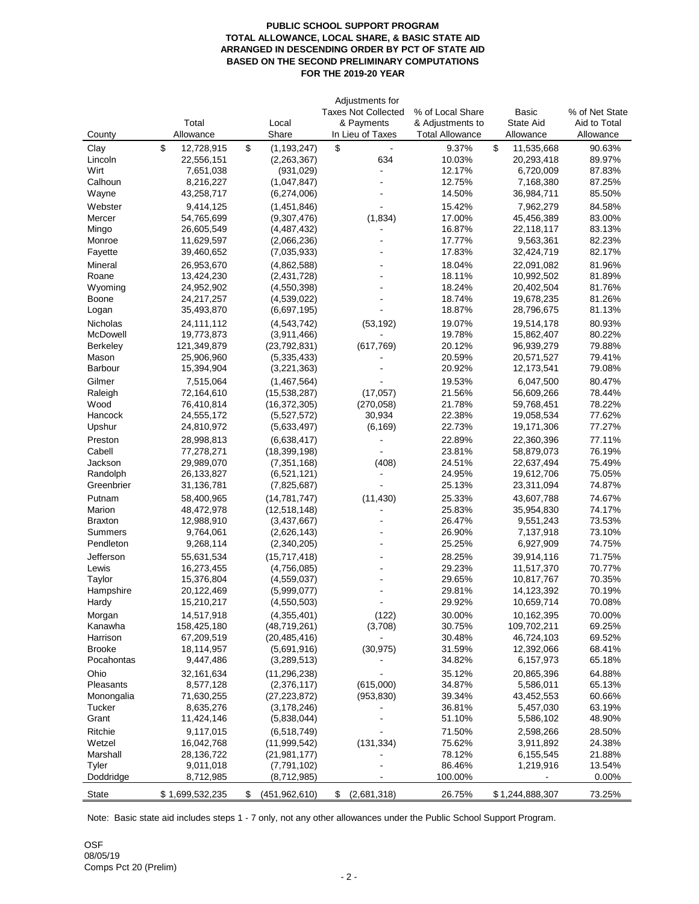**PUBLIC SCHOOL SUPPORT PROGRAM**
**TOTAL ALLOWANCE, LOCAL SHARE, & BASIC STATE AID**
**ARRANGED IN DESCENDING ORDER BY PCT OF STATE AID**
**BASED ON THE SECOND PRELIMINARY COMPUTATIONS**
**FOR THE 2019-20 YEAR**

| County | Total Allowance | Local Share | Adjustments for Taxes Not Collected & Payments In Lieu of Taxes | % of Local Share & Adjustments to Total Allowance | Basic State Aid Allowance | % of Net State Aid to Total Allowance |
|---|---|---|---|---|---|---|
| Clay | $ 12,728,915 | $ (1,193,247) | $ - | 9.37% | $ 11,535,668 | 90.63% |
| Lincoln | 22,556,151 | (2,263,367) | 634 | 10.03% | 20,293,418 | 89.97% |
| Wirt | 7,651,038 | (931,029) | - | 12.17% | 6,720,009 | 87.83% |
| Calhoun | 8,216,227 | (1,047,847) | - | 12.75% | 7,168,380 | 87.25% |
| Wayne | 43,258,717 | (6,274,006) | - | 14.50% | 36,984,711 | 85.50% |
| Webster | 9,414,125 | (1,451,846) | - | 15.42% | 7,962,279 | 84.58% |
| Mercer | 54,765,699 | (9,307,476) | (1,834) | 17.00% | 45,456,389 | 83.00% |
| Mingo | 26,605,549 | (4,487,432) | - | 16.87% | 22,118,117 | 83.13% |
| Monroe | 11,629,597 | (2,066,236) | - | 17.77% | 9,563,361 | 82.23% |
| Fayette | 39,460,652 | (7,035,933) | - | 17.83% | 32,424,719 | 82.17% |
| Mineral | 26,953,670 | (4,862,588) | - | 18.04% | 22,091,082 | 81.96% |
| Roane | 13,424,230 | (2,431,728) | - | 18.11% | 10,992,502 | 81.89% |
| Wyoming | 24,952,902 | (4,550,398) | - | 18.24% | 20,402,504 | 81.76% |
| Boone | 24,217,257 | (4,539,022) | - | 18.74% | 19,678,235 | 81.26% |
| Logan | 35,493,870 | (6,697,195) | - | 18.87% | 28,796,675 | 81.13% |
| Nicholas | 24,111,112 | (4,543,742) | (53,192) | 19.07% | 19,514,178 | 80.93% |
| McDowell | 19,773,873 | (3,911,466) | - | 19.78% | 15,862,407 | 80.22% |
| Berkeley | 121,349,879 | (23,792,831) | (617,769) | 20.12% | 96,939,279 | 79.88% |
| Mason | 25,906,960 | (5,335,433) | - | 20.59% | 20,571,527 | 79.41% |
| Barbour | 15,394,904 | (3,221,363) | - | 20.92% | 12,173,541 | 79.08% |
| Gilmer | 7,515,064 | (1,467,564) | - | 19.53% | 6,047,500 | 80.47% |
| Raleigh | 72,164,610 | (15,538,287) | (17,057) | 21.56% | 56,609,266 | 78.44% |
| Wood | 76,410,814 | (16,372,305) | (270,058) | 21.78% | 59,768,451 | 78.22% |
| Hancock | 24,555,172 | (5,527,572) | 30,934 | 22.38% | 19,058,534 | 77.62% |
| Upshur | 24,810,972 | (5,633,497) | (6,169) | 22.73% | 19,171,306 | 77.27% |
| Preston | 28,998,813 | (6,638,417) | - | 22.89% | 22,360,396 | 77.11% |
| Cabell | 77,278,271 | (18,399,198) | - | 23.81% | 58,879,073 | 76.19% |
| Jackson | 29,989,070 | (7,351,168) | (408) | 24.51% | 22,637,494 | 75.49% |
| Randolph | 26,133,827 | (6,521,121) | - | 24.95% | 19,612,706 | 75.05% |
| Greenbrier | 31,136,781 | (7,825,687) | - | 25.13% | 23,311,094 | 74.87% |
| Putnam | 58,400,965 | (14,781,747) | (11,430) | 25.33% | 43,607,788 | 74.67% |
| Marion | 48,472,978 | (12,518,148) | - | 25.83% | 35,954,830 | 74.17% |
| Braxton | 12,988,910 | (3,437,667) | - | 26.47% | 9,551,243 | 73.53% |
| Summers | 9,764,061 | (2,626,143) | - | 26.90% | 7,137,918 | 73.10% |
| Pendleton | 9,268,114 | (2,340,205) | - | 25.25% | 6,927,909 | 74.75% |
| Jefferson | 55,631,534 | (15,717,418) | - | 28.25% | 39,914,116 | 71.75% |
| Lewis | 16,273,455 | (4,756,085) | - | 29.23% | 11,517,370 | 70.77% |
| Taylor | 15,376,804 | (4,559,037) | - | 29.65% | 10,817,767 | 70.35% |
| Hampshire | 20,122,469 | (5,999,077) | - | 29.81% | 14,123,392 | 70.19% |
| Hardy | 15,210,217 | (4,550,503) | - | 29.92% | 10,659,714 | 70.08% |
| Morgan | 14,517,918 | (4,355,401) | (122) | 30.00% | 10,162,395 | 70.00% |
| Kanawha | 158,425,180 | (48,719,261) | (3,708) | 30.75% | 109,702,211 | 69.25% |
| Harrison | 67,209,519 | (20,485,416) | - | 30.48% | 46,724,103 | 69.52% |
| Brooke | 18,114,957 | (5,691,916) | (30,975) | 31.59% | 12,392,066 | 68.41% |
| Pocahontas | 9,447,486 | (3,289,513) | - | 34.82% | 6,157,973 | 65.18% |
| Ohio | 32,161,634 | (11,296,238) | - | 35.12% | 20,865,396 | 64.88% |
| Pleasants | 8,577,128 | (2,376,117) | (615,000) | 34.87% | 5,586,011 | 65.13% |
| Monongalia | 71,630,255 | (27,223,872) | (953,830) | 39.34% | 43,452,553 | 60.66% |
| Tucker | 8,635,276 | (3,178,246) | - | 36.81% | 5,457,030 | 63.19% |
| Grant | 11,424,146 | (5,838,044) | - | 51.10% | 5,586,102 | 48.90% |
| Ritchie | 9,117,015 | (6,518,749) | - | 71.50% | 2,598,266 | 28.50% |
| Wetzel | 16,042,768 | (11,999,542) | (131,334) | 75.62% | 3,911,892 | 24.38% |
| Marshall | 28,136,722 | (21,981,177) | - | 78.12% | 6,155,545 | 21.88% |
| Tyler | 9,011,018 | (7,791,102) | - | 86.46% | 1,219,916 | 13.54% |
| Doddridge | 8,712,985 | (8,712,985) | - | 100.00% | - | 0.00% |
| State | $ 1,699,532,235 | $ (451,962,610) | $ (2,681,318) | 26.75% | $ 1,244,888,307 | 73.25% |

Note: Basic state aid includes steps 1 - 7 only, not any other allowances under the Public School Support Program.

OSF
08/05/19
Comps Pct 20 (Prelim)